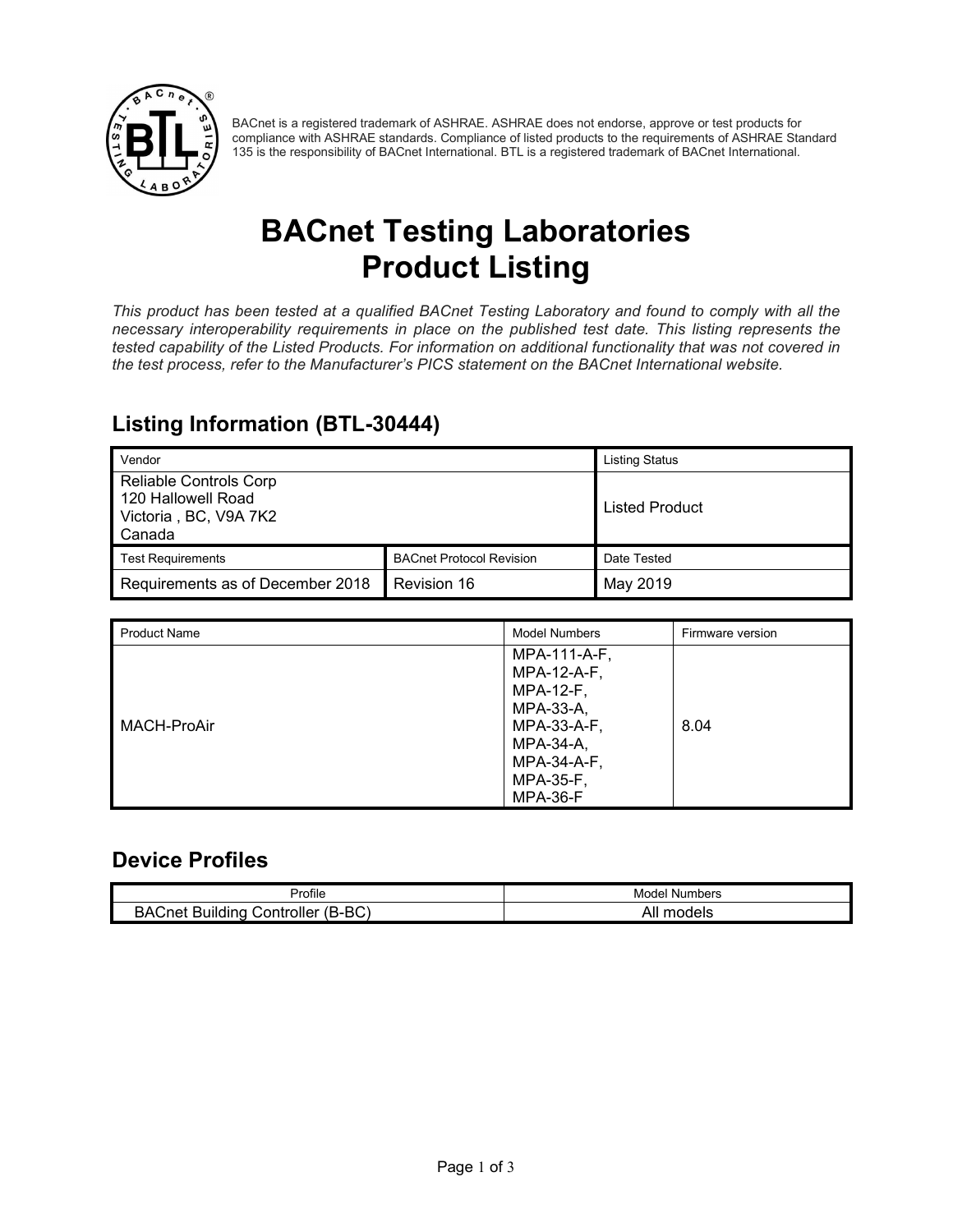BACnet is a registered trademark of ASHRAE. ASHRAE does not endorse, approve or test products for compliance with ASHRAE standards. Compliance of listed products to the requirements of ASHRAE Standard 135 is the responsibility of BACnet International. BTL is a registered trademark of BACnet International.

# BACnet Testing Laboratories Product Listing

*This product has been tested at a qualified BACnet Testing Laboratory and found to comply with all the necessary interoperability requirements in place on the published test date. This listing represents the tested capability of the Listed Products. For information on additional functionality that was not covered in the test process, refer to the Manufacturer's PICS statement on the BACnet International website.*

## Listing Information (BTL-30444)

| Vendor | | Listing Status |
|---|---|---|
| Reliable Controls Corp<br>120 Hallowell Road<br>Victoria , BC, V9A 7K2<br>Canada | | Listed Product |
| Test Requirements | BACnet Protocol Revision | Date Tested |
| Requirements as of December 2018 | Revision 16 | May 2019 |

| Product Name | Model Numbers | Firmware version |
|---|---|---|
| MACH-ProAir | MPA-111-A-F,<br>MPA-12-A-F,<br>MPA-12-F,<br>MPA-33-A,<br>MPA-33-A-F,<br>MPA-34-A,<br>MPA-34-A-F,<br>MPA-35-F,<br>MPA-36-F | 8.04 |

## Device Profiles

| Profile | Model Numbers |
|---|---|
| BACnet Building Controller (B-BC) | All models |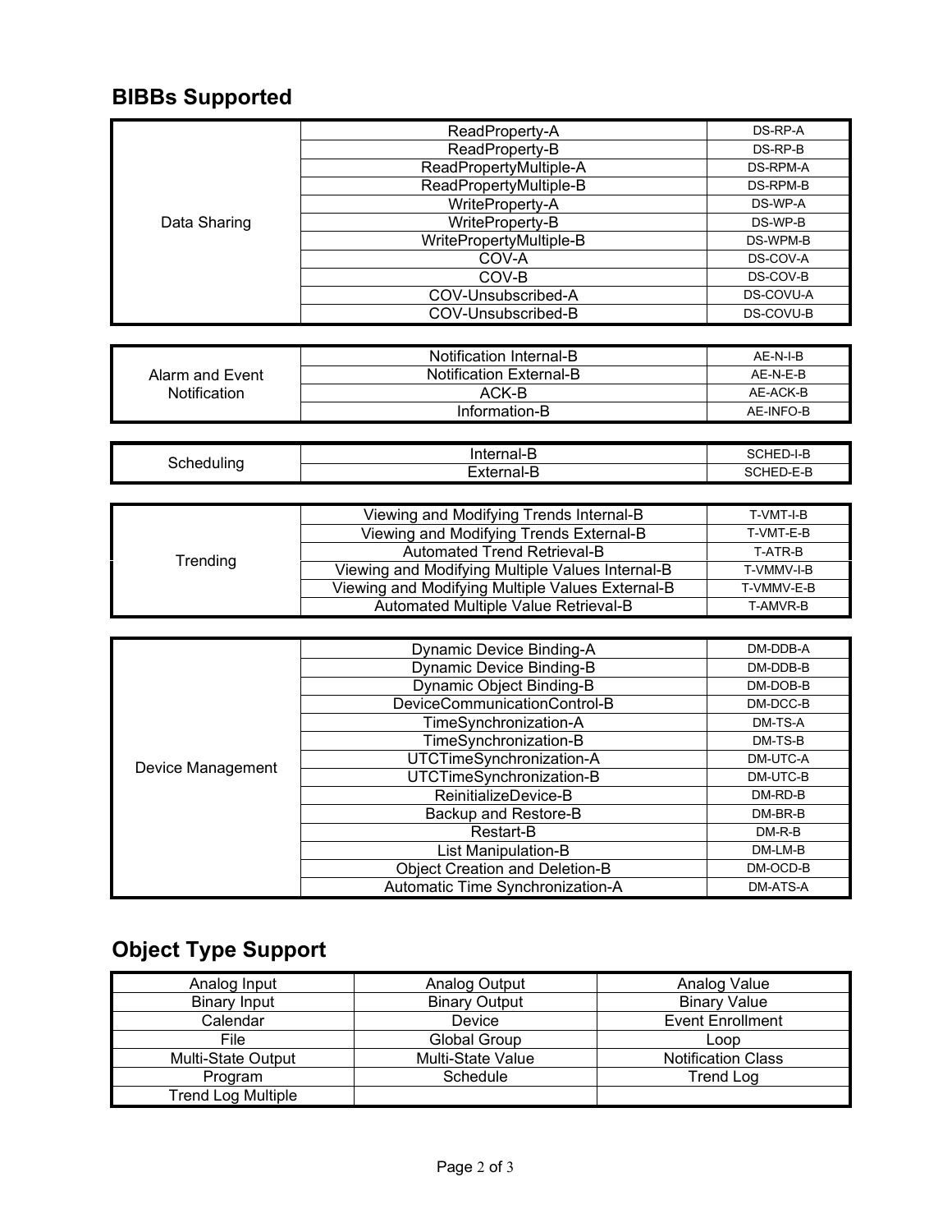## BIBBs Supported

| | | |
|---|---|---|
| Data Sharing | ReadProperty-A | DS-RP-A |
| | ReadProperty-B | DS-RP-B |
| | ReadPropertyMultiple-A | DS-RPM-A |
| | ReadPropertyMultiple-B | DS-RPM-B |
| | WriteProperty-A | DS-WP-A |
| | WriteProperty-B | DS-WP-B |
| | WritePropertyMultiple-B | DS-WPM-B |
| | COV-A | DS-COV-A |
| | COV-B | DS-COV-B |
| | COV-Unsubscribed-A | DS-COVU-A |
| | COV-Unsubscribed-B | DS-COVU-B |

| | | |
|---|---|---|
| Alarm and Event Notification | Notification Internal-B | AE-N-I-B |
| | Notification External-B | AE-N-E-B |
| | ACK-B | AE-ACK-B |
| | Information-B | AE-INFO-B |

| | | |
|---|---|---|
| Scheduling | Internal-B | SCHED-I-B |
| | External-B | SCHED-E-B |

| | | |
|---|---|---|
| Trending | Viewing and Modifying Trends Internal-B | T-VMT-I-B |
| | Viewing and Modifying Trends External-B | T-VMT-E-B |
| | Automated Trend Retrieval-B | T-ATR-B |
| | Viewing and Modifying Multiple Values Internal-B | T-VMMV-I-B |
| | Viewing and Modifying Multiple Values External-B | T-VMMV-E-B |
| | Automated Multiple Value Retrieval-B | T-AMVR-B |

| | | |
|---|---|---|
| Device Management | Dynamic Device Binding-A | DM-DDB-A |
| | Dynamic Device Binding-B | DM-DDB-B |
| | Dynamic Object Binding-B | DM-DOB-B |
| | DeviceCommunicationControl-B | DM-DCC-B |
| | TimeSynchronization-A | DM-TS-A |
| | TimeSynchronization-B | DM-TS-B |
| | UTCTimeSynchronization-A | DM-UTC-A |
| | UTCTimeSynchronization-B | DM-UTC-B |
| | ReinitializeDevice-B | DM-RD-B |
| | Backup and Restore-B | DM-BR-B |
| | Restart-B | DM-R-B |
| | List Manipulation-B | DM-LM-B |
| | Object Creation and Deletion-B | DM-OCD-B |
| | Automatic Time Synchronization-A | DM-ATS-A |

## Object Type Support

| | | |
|---|---|---|
| Analog Input | Analog Output | Analog Value |
| Binary Input | Binary Output | Binary Value |
| Calendar | Device | Event Enrollment |
| File | Global Group | Loop |
| Multi-State Output | Multi-State Value | Notification Class |
| Program | Schedule | Trend Log |
| Trend Log Multiple | | |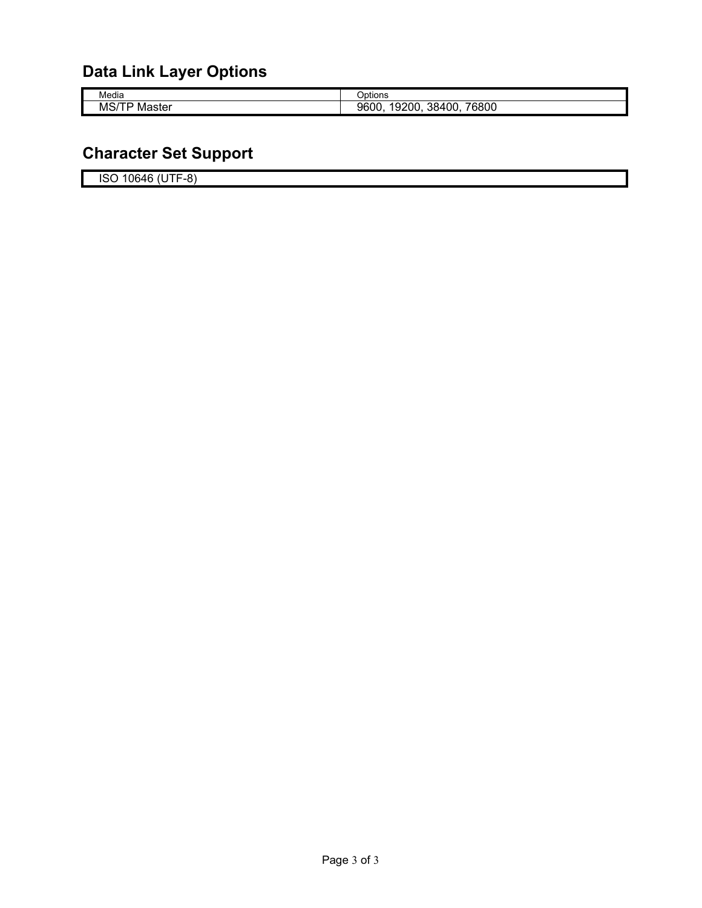## Data Link Layer Options

| Media | Options |
| --- | --- |
| MS/TP Master | 9600, 19200, 38400, 76800 |

## Character Set Support

| |
| --- |
| ISO 10646 (UTF-8) |